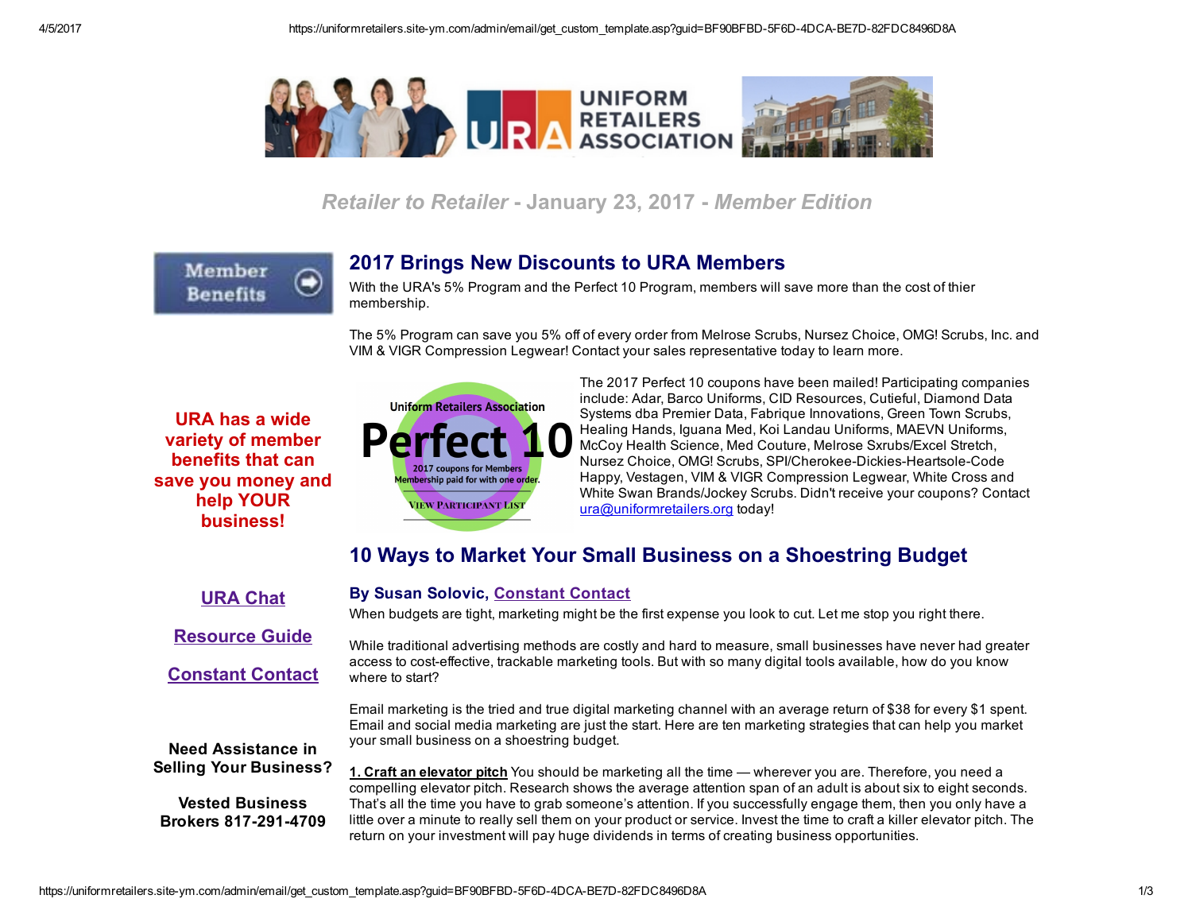# UNIFORM RETAILERS ASSOCIATION

*Retailer to Retailer* - January 23, 2017 - *Member Edition*

Member Benefits

**URA has a wide variety of member benefits that can save you money and help YOUR business!**

[URA Chat](#)

[Resource Guide](#)

[Constant Contact](#)

**Need Assistance in Selling Your Business?**

**Vested Business Brokers 817-291-4709**

## 2017 Brings New Discounts to URA Members

With the URA's 5% Program and the Perfect 10 Program, members will save more than the cost of thier membership.

The 5% Program can save you 5% off of every order from Melrose Scrubs, Nursez Choice, OMG! Scrubs, Inc. and VIM & VIGR Compression Legwear! Contact your sales representative today to learn more.

Uniform Retailers Association Perfect 10 — 2017 coupons for Members. Membership paid for with one order. VIEW PARTICIPANT LIST

The 2017 Perfect 10 coupons have been mailed! Participating companies include: Adar, Barco Uniforms, CID Resources, Cutieful, Diamond Data Systems dba Premier Data, Fabrique Innovations, Green Town Scrubs, Healing Hands, Iguana Med, Koi Landau Uniforms, MAEVN Uniforms, McCoy Health Science, Med Couture, Melrose Sxrubs/Excel Stretch, Nursez Choice, OMG! Scrubs, SPI/Cherokee-Dickies-Heartsole-Code Happy, Vestagen, VIM & VIGR Compression Legwear, White Cross and White Swan Brands/Jockey Scrubs. Didn't receive your coupons? Contact [ura@uniformretailers.org](mailto:ura@uniformretailers.org) today!

## 10 Ways to Market Your Small Business on a Shoestring Budget

**By Susan Solovic, [Constant Contact](#)**

When budgets are tight, marketing might be the first expense you look to cut. Let me stop you right there.

While traditional advertising methods are costly and hard to measure, small businesses have never had greater access to cost-effective, trackable marketing tools. But with so many digital tools available, how do you know where to start?

Email marketing is the tried and true digital marketing channel with an average return of $38 for every $1 spent. Email and social media marketing are just the start. Here are ten marketing strategies that can help you market your small business on a shoestring budget.

**1. Craft an elevator pitch** You should be marketing all the time — wherever you are. Therefore, you need a compelling elevator pitch. Research shows the average attention span of an adult is about six to eight seconds. That's all the time you have to grab someone's attention. If you successfully engage them, then you only have a little over a minute to really sell them on your product or service. Invest the time to craft a killer elevator pitch. The return on your investment will pay huge dividends in terms of creating business opportunities.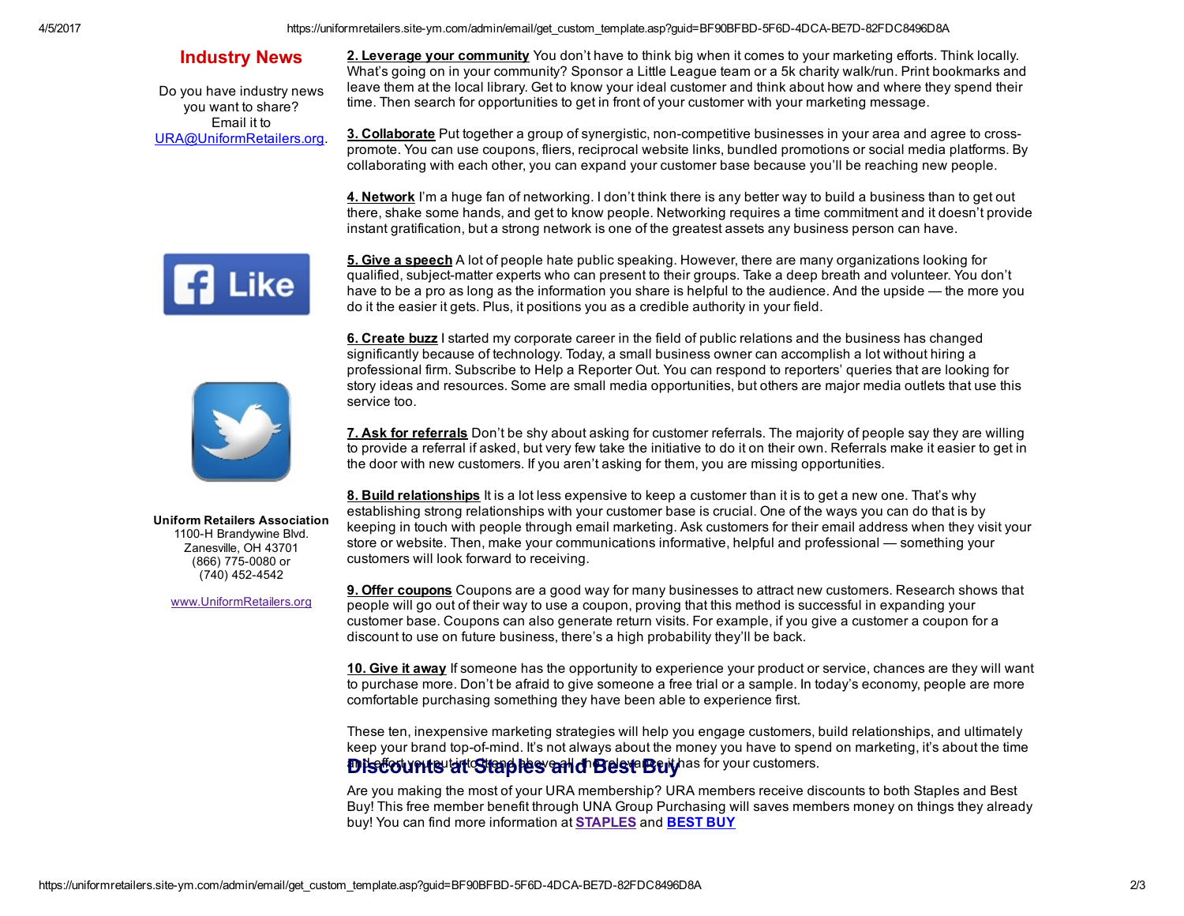## Industry News

Do you have industry news you want to share? Email it to URA@UniformRetailers.org.

**Uniform Retailers Association**
1100-H Brandywine Blvd.
Zanesville, OH 43701
(866) 775-0080 or
(740) 452-4542

www.UniformRetailers.org

**2. Leverage your community** You don't have to think big when it comes to your marketing efforts. Think locally. What's going on in your community? Sponsor a Little League team or a 5k charity walk/run. Print bookmarks and leave them at the local library. Get to know your ideal customer and think about how and where they spend their time. Then search for opportunities to get in front of your customer with your marketing message.

**3. Collaborate** Put together a group of synergistic, non-competitive businesses in your area and agree to cross-promote. You can use coupons, fliers, reciprocal website links, bundled promotions or social media platforms. By collaborating with each other, you can expand your customer base because you'll be reaching new people.

**4. Network** I'm a huge fan of networking. I don't think there is any better way to build a business than to get out there, shake some hands, and get to know people. Networking requires a time commitment and it doesn't provide instant gratification, but a strong network is one of the greatest assets any business person can have.

**5. Give a speech** A lot of people hate public speaking. However, there are many organizations looking for qualified, subject-matter experts who can present to their groups. Take a deep breath and volunteer. You don't have to be a pro as long as the information you share is helpful to the audience. And the upside — the more you do it the easier it gets. Plus, it positions you as a credible authority in your field.

**6. Create buzz** I started my corporate career in the field of public relations and the business has changed significantly because of technology. Today, a small business owner can accomplish a lot without hiring a professional firm. Subscribe to Help a Reporter Out. You can respond to reporters' queries that are looking for story ideas and resources. Some are small media opportunities, but others are major media outlets that use this service too.

**7. Ask for referrals** Don't be shy about asking for customer referrals. The majority of people say they are willing to provide a referral if asked, but very few take the initiative to do it on their own. Referrals make it easier to get in the door with new customers. If you aren't asking for them, you are missing opportunities.

**8. Build relationships** It is a lot less expensive to keep a customer than it is to get a new one. That's why establishing strong relationships with your customer base is crucial. One of the ways you can do that is by keeping in touch with people through email marketing. Ask customers for their email address when they visit your store or website. Then, make your communications informative, helpful and professional — something your customers will look forward to receiving.

**9. Offer coupons** Coupons are a good way for many businesses to attract new customers. Research shows that people will go out of their way to use a coupon, proving that this method is successful in expanding your customer base. Coupons can also generate return visits. For example, if you give a customer a coupon for a discount to use on future business, there's a high probability they'll be back.

**10. Give it away** If someone has the opportunity to experience your product or service, chances are they will want to purchase more. Don't be afraid to give someone a free trial or a sample. In today's economy, people are more comfortable purchasing something they have been able to experience first.

These ten, inexpensive marketing strategies will help you engage customers, build relationships, and ultimately keep your brand top-of-mind. It's not always about the money you have to spend on marketing, it's about the time and effort you put into it and above all, the relevance it has for your customers.

## Discounts at Staples and Best Buy

Are you making the most of your URA membership? URA members receive discounts to both Staples and Best Buy! This free member benefit through UNA Group Purchasing will saves members money on things they already buy! You can find more information at **STAPLES** and **BEST BUY**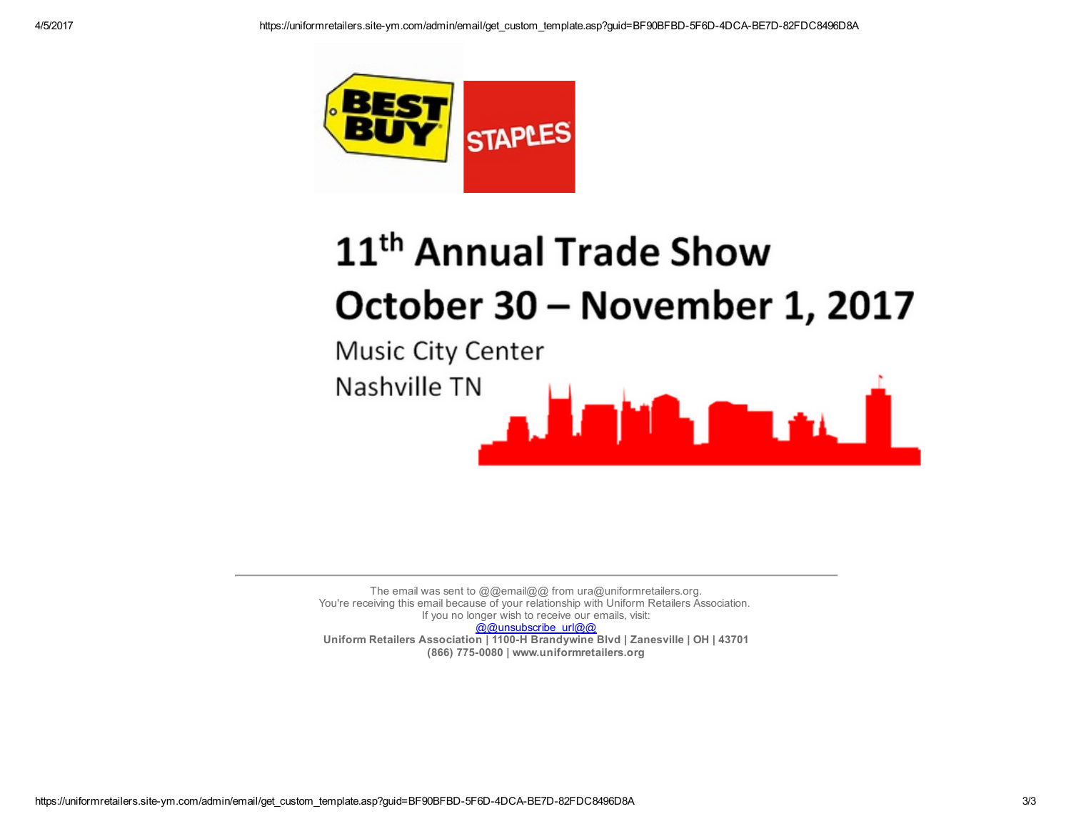BEST BUY

STAPLES

# 11th Annual Trade Show

# October 30 – November 1, 2017

Music City Center

Nashville TN

---

The email was sent to @@email@@ from ura@uniformretailers.org.
You're receiving this email because of your relationship with Uniform Retailers Association.
If you no longer wish to receive our emails, visit:
@@unsubscribe_url@@
**Uniform Retailers Association | 1100-H Brandywine Blvd | Zanesville | OH | 43701**
**(866) 775-0080 | www.uniformretailers.org**